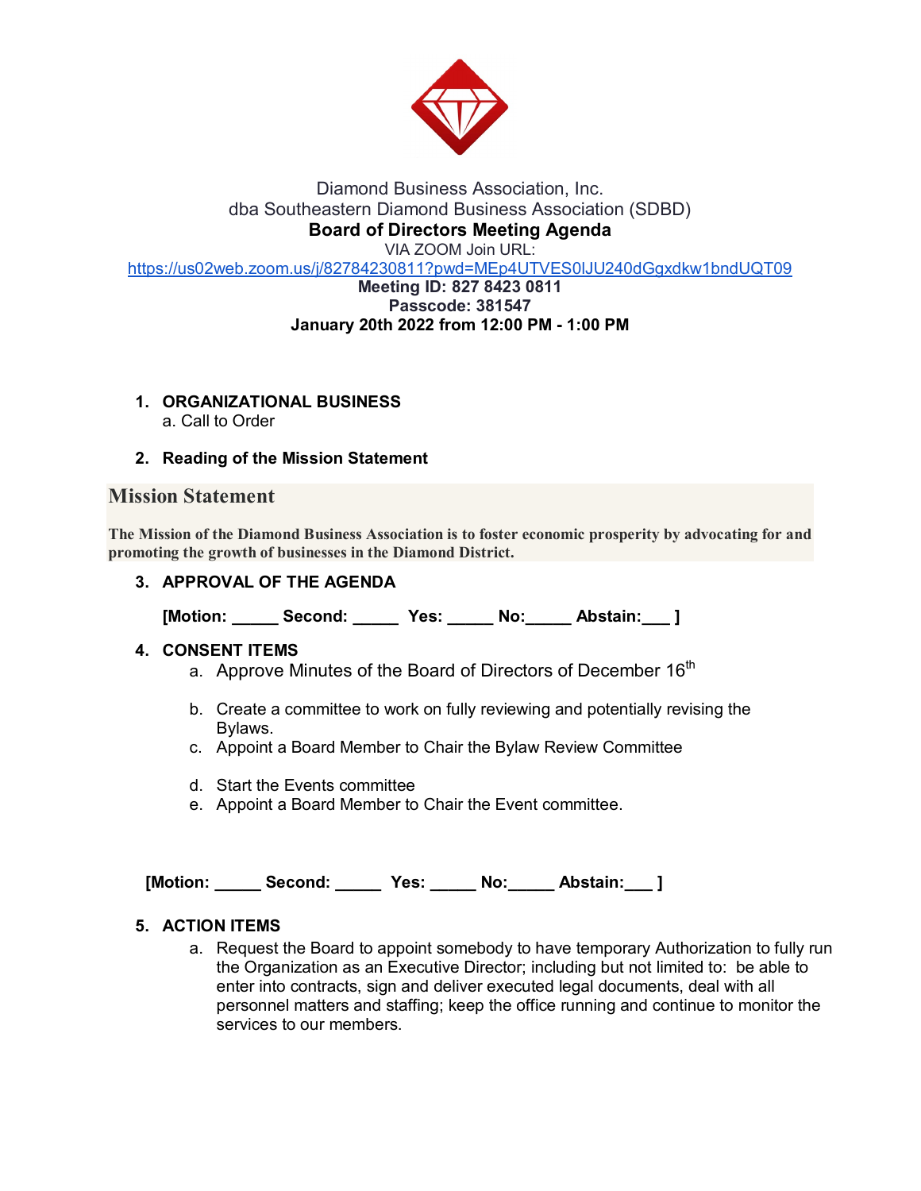Diamond Business Association, Inc.
dba Southeastern Diamond Business Association (SDBD)

**Board of Directors Meeting Agenda**

VIA ZOOM Join URL:
https://us02web.zoom.us/j/82784230811?pwd=MEp4UTVES0lJU240dGgxdkw1bndUQT09

**Meeting ID: 827 8423 0811**

**Passcode: 381547**

**January 20th 2022 from 12:00 PM - 1:00 PM**

1. **ORGANIZATIONAL BUSINESS**
   a. Call to Order

2. **Reading of the Mission Statement**

## Mission Statement

**The Mission of the Diamond Business Association is to foster economic prosperity by advocating for and promoting the growth of businesses in the Diamond District.**

3. **APPROVAL OF THE AGENDA**

   **[Motion: _____ Second: _____ Yes: _____ No:_____ Abstain:___ ]**

4. **CONSENT ITEMS**
   a. Approve Minutes of the Board of Directors of December 16th
   b. Create a committee to work on fully reviewing and potentially revising the Bylaws.
   c. Appoint a Board Member to Chair the Bylaw Review Committee
   d. Start the Events committee
   e. Appoint a Board Member to Chair the Event committee.

**[Motion: _____ Second: _____ Yes: _____ No:_____ Abstain:___ ]**

5. **ACTION ITEMS**
   a. Request the Board to appoint somebody to have temporary Authorization to fully run the Organization as an Executive Director; including but not limited to: be able to enter into contracts, sign and deliver executed legal documents, deal with all personnel matters and staffing; keep the office running and continue to monitor the services to our members.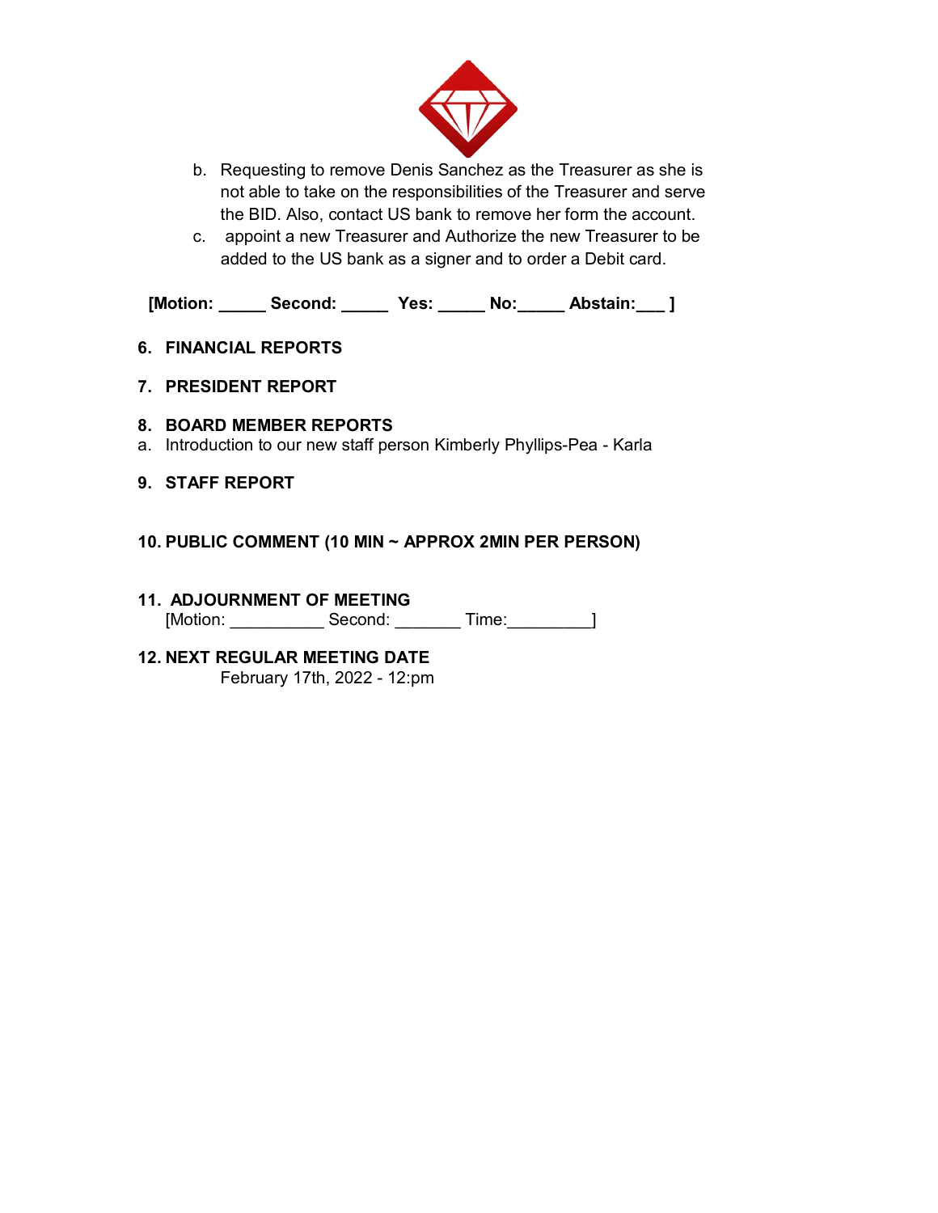b. Requesting to remove Denis Sanchez as the Treasurer as she is not able to take on the responsibilities of the Treasurer and serve the BID. Also, contact US bank to remove her form the account.

c. appoint a new Treasurer and Authorize the new Treasurer to be added to the US bank as a signer and to order a Debit card.

**[Motion: _____ Second: _____ Yes: _____ No:_____ Abstain:___ ]**

**6. FINANCIAL REPORTS**

**7. PRESIDENT REPORT**

**8. BOARD MEMBER REPORTS**

a. Introduction to our new staff person Kimberly Phyllips-Pea - Karla

**9. STAFF REPORT**

**10. PUBLIC COMMENT (10 MIN ~ APPROX 2MIN PER PERSON)**

**11. ADJOURNMENT OF MEETING**

[Motion: __________ Second: _______ Time:_________]

**12. NEXT REGULAR MEETING DATE**

February 17th, 2022 - 12:pm